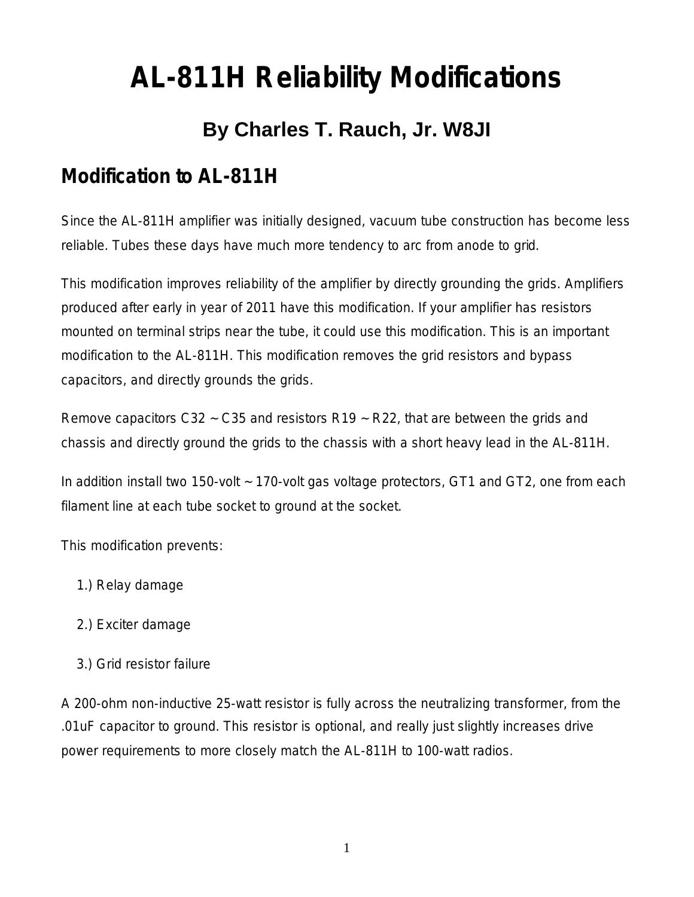# AL-811H Reliability Modifications

## By Charles T. Rauch, Jr. W8JI

### Modification to AL-811H

Since the AL-811H amplifier was initially designed, vacuum tube construction has become less reliable. Tubes these days have much more tendency to arc from anode to grid.

This modification improves reliability of the amplifier by directly grounding the grids. Amplifiers produced after early in year of 2011 have this modification. If your amplifier has resistors mounted on terminal strips near the tube, it could use this modification. This is an important modification to the AL-811H. This modification removes the grid resistors and bypass capacitors, and directly grounds the grids.

Remove capacitors C32 ~ C35 and resistors R19 ~ R22, that are between the grids and chassis and directly ground the grids to the chassis with a short heavy lead in the AL-811H.

In addition install two 150-volt ~ 170-volt gas voltage protectors, GT1 and GT2, one from each filament line at each tube socket to ground at the socket.

This modification prevents:

1.) Relay damage

2.) Exciter damage

3.) Grid resistor failure

A 200-ohm non-inductive 25-watt resistor is fully across the neutralizing transformer, from the .01uF capacitor to ground. This resistor is optional, and really just slightly increases drive power requirements to more closely match the AL-811H to 100-watt radios.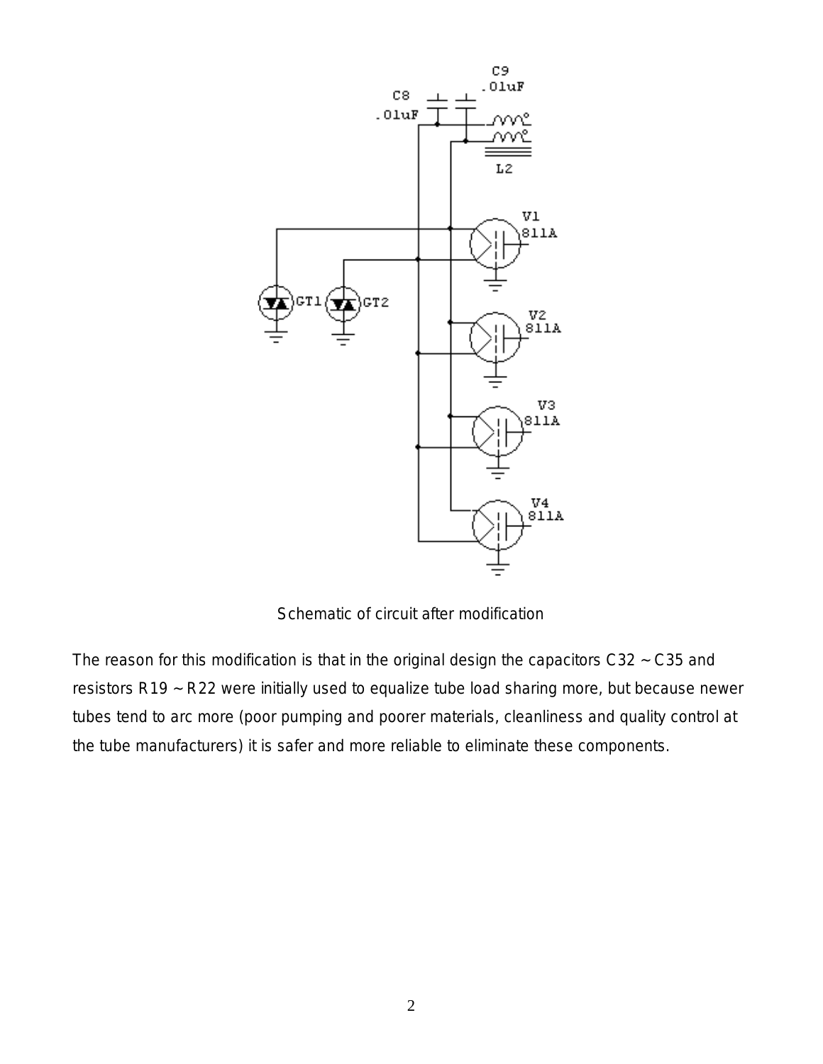Schematic of circuit after modification

The reason for this modification is that in the original design the capacitors C32 ~ C35 and resistors R19 ~ R22 were initially used to equalize tube load sharing more, but because newer tubes tend to arc more (poor pumping and poorer materials, cleanliness and quality control at the tube manufacturers) it is safer and more reliable to eliminate these components.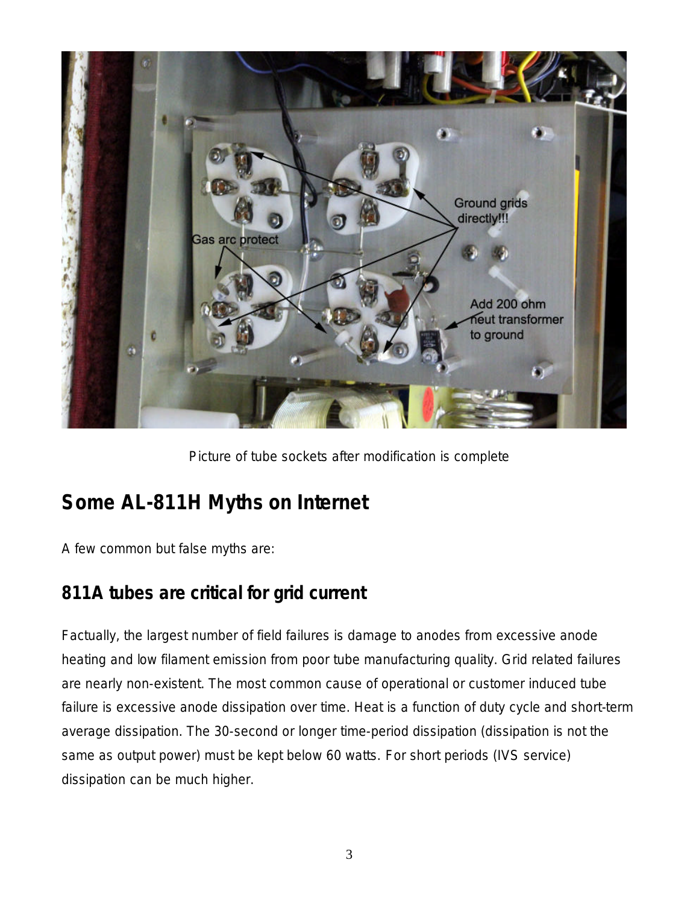Picture of tube sockets after modification is complete

## Some AL-811H Myths on Internet

A few common but false myths are:

### 811A tubes are critical for grid current

Factually, the largest number of field failures is damage to anodes from excessive anode heating and low filament emission from poor tube manufacturing quality. Grid related failures are nearly non-existent. The most common cause of operational or customer induced tube failure is excessive anode dissipation over time. Heat is a function of duty cycle and short-term average dissipation. The 30-second or longer time-period dissipation (dissipation is not the same as output power) must be kept below 60 watts. For short periods (IVS service) dissipation can be much higher.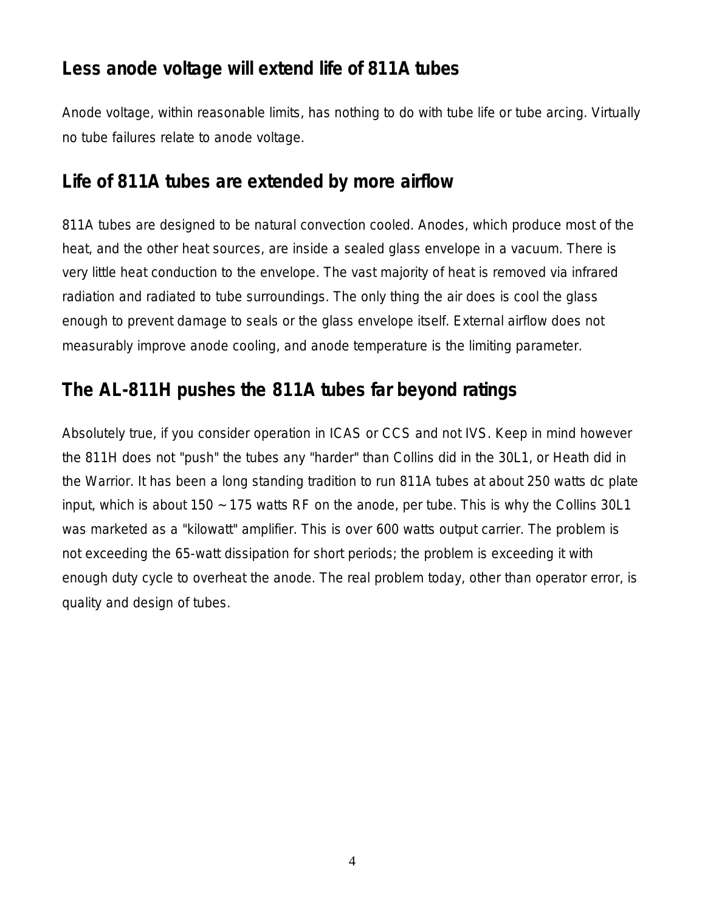## Less anode voltage will extend life of 811A tubes

Anode voltage, within reasonable limits, has nothing to do with tube life or tube arcing. Virtually no tube failures relate to anode voltage.

## Life of 811A tubes are extended by more airflow

811A tubes are designed to be natural convection cooled. Anodes, which produce most of the heat, and the other heat sources, are inside a sealed glass envelope in a vacuum. There is very little heat conduction to the envelope. The vast majority of heat is removed via infrared radiation and radiated to tube surroundings. The only thing the air does is cool the glass enough to prevent damage to seals or the glass envelope itself. External airflow does not measurably improve anode cooling, and anode temperature is the limiting parameter.

## The AL-811H pushes the 811A tubes far beyond ratings

Absolutely true, if you consider operation in ICAS or CCS and not IVS. Keep in mind however the 811H does not "push" the tubes any "harder" than Collins did in the 30L1, or Heath did in the Warrior. It has been a long standing tradition to run 811A tubes at about 250 watts dc plate input, which is about 150 ~ 175 watts RF on the anode, per tube. This is why the Collins 30L1 was marketed as a "kilowatt" amplifier. This is over 600 watts output carrier. The problem is not exceeding the 65-watt dissipation for short periods; the problem is exceeding it with enough duty cycle to overheat the anode. The real problem today, other than operator error, is quality and design of tubes.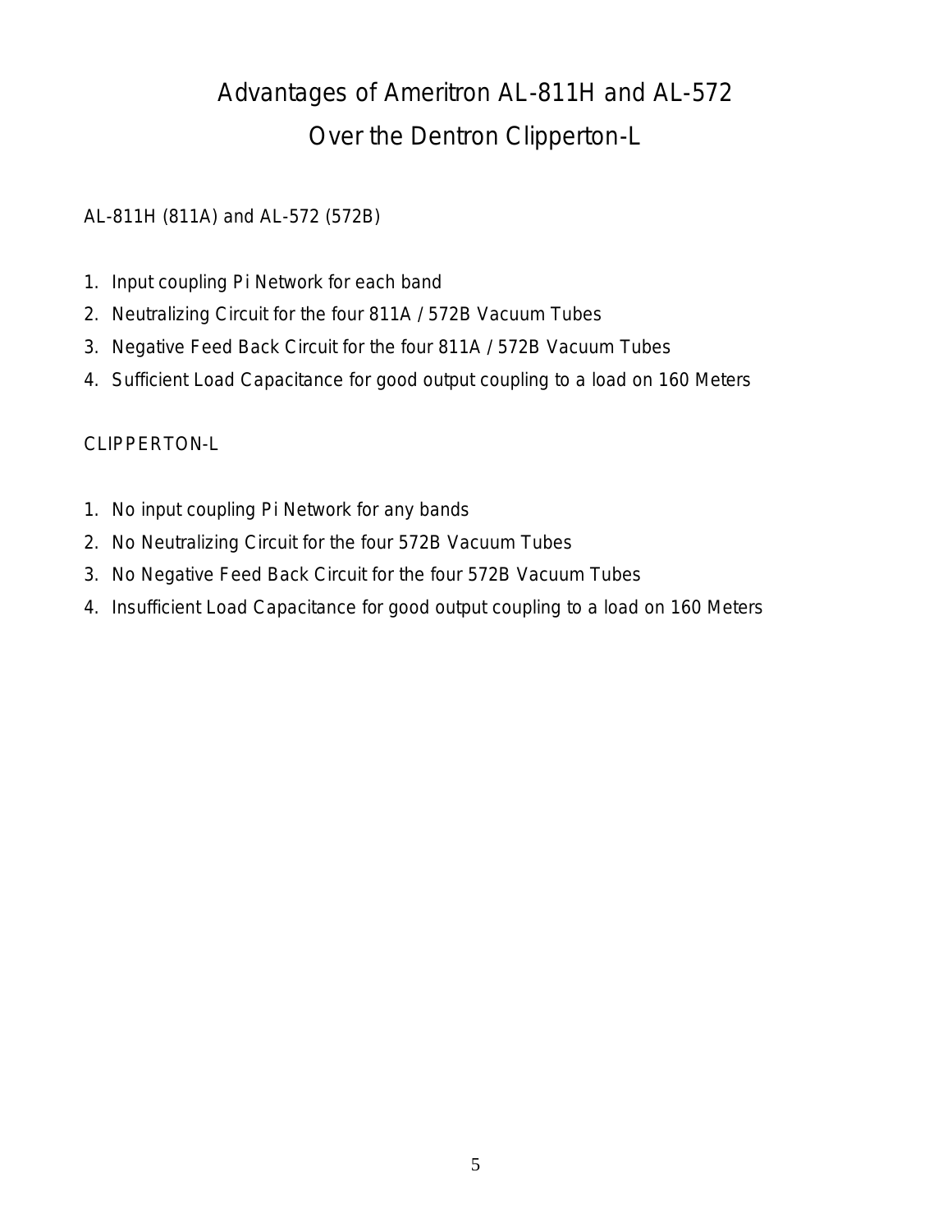# Advantages of Ameritron AL-811H and AL-572
# Over the Dentron Clipperton-L

AL-811H (811A) and AL-572 (572B)

1. Input coupling Pi Network for each band
2. Neutralizing Circuit for the four 811A / 572B Vacuum Tubes
3. Negative Feed Back Circuit for the four 811A / 572B Vacuum Tubes
4. Sufficient Load Capacitance for good output coupling to a load on 160 Meters

CLIPPERTON-L

1. No input coupling Pi Network for any bands
2. No Neutralizing Circuit for the four 572B Vacuum Tubes
3. No Negative Feed Back Circuit for the four 572B Vacuum Tubes
4. Insufficient Load Capacitance for good output coupling to a load on 160 Meters